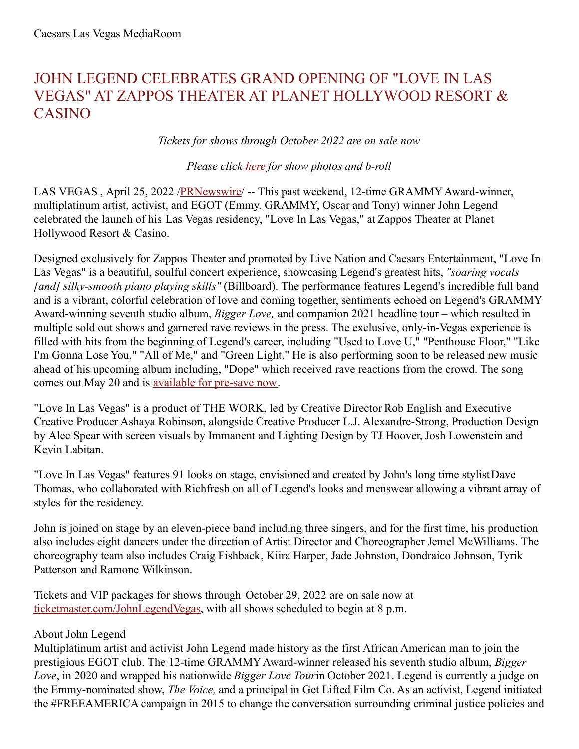Caesars Las Vegas MediaRoom

# JOHN LEGEND CELEBRATES GRAND OPENING OF "LOVE IN LAS VEGAS" AT ZAPPOS THEATER AT PLANET HOLLYWOOD RESORT & CASINO

*Tickets for shows through October 2022 are on sale now*

*Please click here for show photos and b-roll*

LAS VEGAS , April 25, 2022 /PRNewswire/ -- This past weekend, 12-time GRAMMY Award-winner, multiplatinum artist, activist, and EGOT (Emmy, GRAMMY, Oscar and Tony) winner John Legend celebrated the launch of his Las Vegas residency, "Love In Las Vegas," at Zappos Theater at Planet Hollywood Resort & Casino.

Designed exclusively for Zappos Theater and promoted by Live Nation and Caesars Entertainment, "Love In Las Vegas" is a beautiful, soulful concert experience, showcasing Legend's greatest hits, *"soaring vocals [and] silky-smooth piano playing skills"* (Billboard). The performance features Legend's incredible full band and is a vibrant, colorful celebration of love and coming together, sentiments echoed on Legend's GRAMMY Award-winning seventh studio album, *Bigger Love,* and companion 2021 headline tour – which resulted in multiple sold out shows and garnered rave reviews in the press. The exclusive, only-in-Vegas experience is filled with hits from the beginning of Legend's career, including "Used to Love U," "Penthouse Floor," "Like I'm Gonna Lose You," "All of Me," and "Green Light." He is also performing soon to be released new music ahead of his upcoming album including, "Dope" which received rave reactions from the crowd. The song comes out May 20 and is available for pre-save now.

"Love In Las Vegas" is a product of THE WORK, led by Creative Director Rob English and Executive Creative Producer Ashaya Robinson, alongside Creative Producer L.J. Alexandre-Strong, Production Design by Alec Spear with screen visuals by Immanent and Lighting Design by TJ Hoover, Josh Lowenstein and Kevin Labitan.

"Love In Las Vegas" features 91 looks on stage, envisioned and created by John's long time stylist Dave Thomas, who collaborated with Richfresh on all of Legend's looks and menswear allowing a vibrant array of styles for the residency.

John is joined on stage by an eleven-piece band including three singers, and for the first time, his production also includes eight dancers under the direction of Artist Director and Choreographer Jemel McWilliams. The choreography team also includes Craig Fishback, Kiira Harper, Jade Johnston, Dondraico Johnson, Tyrik Patterson and Ramone Wilkinson.

Tickets and VIP packages for shows through October 29, 2022 are on sale now at ticketmaster.com/JohnLegendVegas, with all shows scheduled to begin at 8 p.m.

About John Legend

Multiplatinum artist and activist John Legend made history as the first African American man to join the prestigious EGOT club. The 12-time GRAMMY Award-winner released his seventh studio album, *Bigger Love*, in 2020 and wrapped his nationwide *Bigger Love Tour* in October 2021. Legend is currently a judge on the Emmy-nominated show, *The Voice,* and a principal in Get Lifted Film Co. As an activist, Legend initiated the #FREEAMERICA campaign in 2015 to change the conversation surrounding criminal justice policies and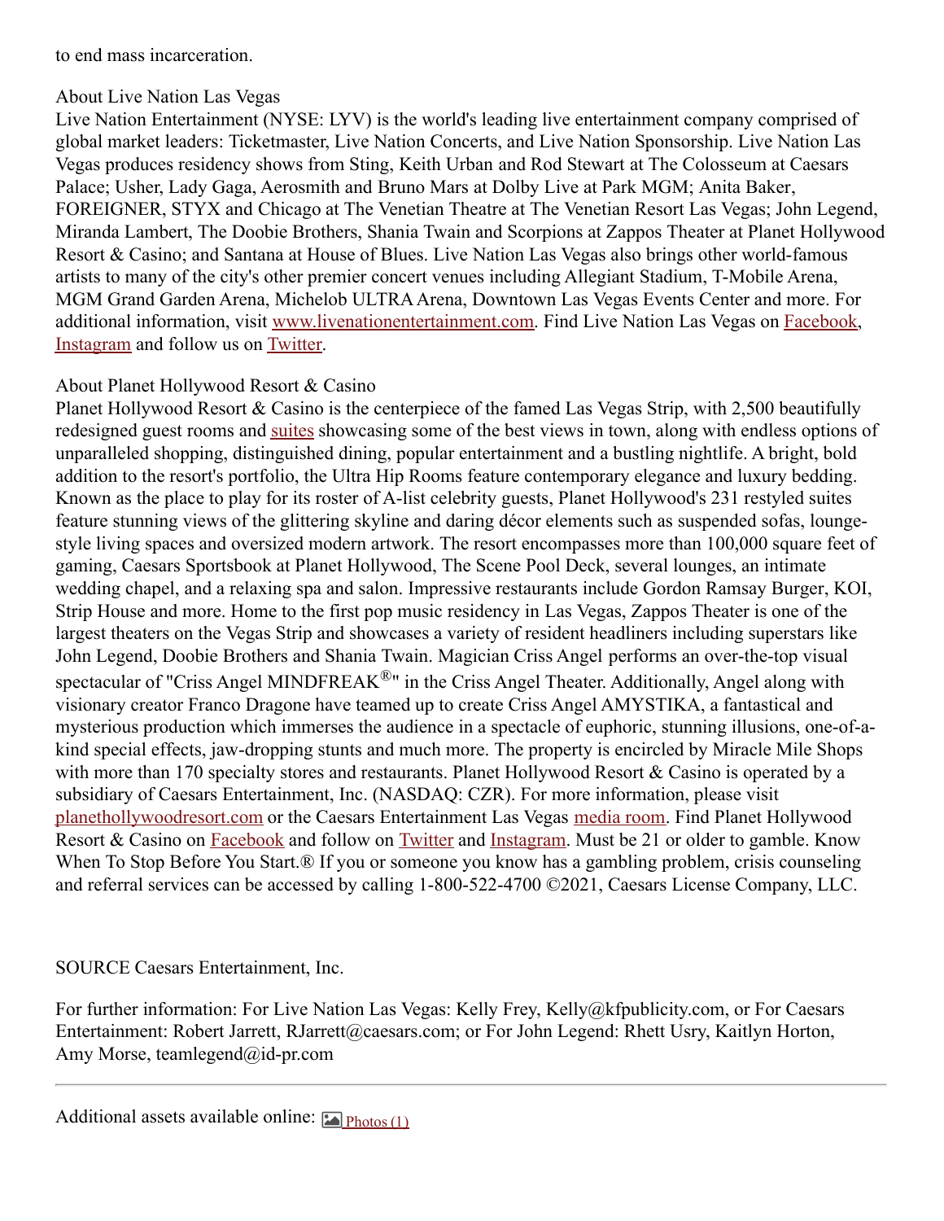to end mass incarceration.

About Live Nation Las Vegas
Live Nation Entertainment (NYSE: LYV) is the world's leading live entertainment company comprised of global market leaders: Ticketmaster, Live Nation Concerts, and Live Nation Sponsorship. Live Nation Las Vegas produces residency shows from Sting, Keith Urban and Rod Stewart at The Colosseum at Caesars Palace; Usher, Lady Gaga, Aerosmith and Bruno Mars at Dolby Live at Park MGM; Anita Baker, FOREIGNER, STYX and Chicago at The Venetian Theatre at The Venetian Resort Las Vegas; John Legend, Miranda Lambert, The Doobie Brothers, Shania Twain and Scorpions at Zappos Theater at Planet Hollywood Resort & Casino; and Santana at House of Blues. Live Nation Las Vegas also brings other world-famous artists to many of the city's other premier concert venues including Allegiant Stadium, T-Mobile Arena, MGM Grand Garden Arena, Michelob ULTRA Arena, Downtown Las Vegas Events Center and more. For additional information, visit [www.livenationentertainment.com](www.livenationentertainment.com). Find Live Nation Las Vegas on [Facebook](), [Instagram]() and follow us on [Twitter]().

About Planet Hollywood Resort & Casino
Planet Hollywood Resort & Casino is the centerpiece of the famed Las Vegas Strip, with 2,500 beautifully redesigned guest rooms and [suites]() showcasing some of the best views in town, along with endless options of unparalleled shopping, distinguished dining, popular entertainment and a bustling nightlife. A bright, bold addition to the resort's portfolio, the Ultra Hip Rooms feature contemporary elegance and luxury bedding. Known as the place to play for its roster of A-list celebrity guests, Planet Hollywood's 231 restyled suites feature stunning views of the glittering skyline and daring décor elements such as suspended sofas, lounge-style living spaces and oversized modern artwork. The resort encompasses more than 100,000 square feet of gaming, Caesars Sportsbook at Planet Hollywood, The Scene Pool Deck, several lounges, an intimate wedding chapel, and a relaxing spa and salon. Impressive restaurants include Gordon Ramsay Burger, KOI, Strip House and more. Home to the first pop music residency in Las Vegas, Zappos Theater is one of the largest theaters on the Vegas Strip and showcases a variety of resident headliners including superstars like John Legend, Doobie Brothers and Shania Twain. Magician Criss Angel performs an over-the-top visual spectacular of "Criss Angel MINDFREAK®" in the Criss Angel Theater. Additionally, Angel along with visionary creator Franco Dragone have teamed up to create Criss Angel AMYSTIKA, a fantastical and mysterious production which immerses the audience in a spectacle of euphoric, stunning illusions, one-of-a-kind special effects, jaw-dropping stunts and much more. The property is encircled by Miracle Mile Shops with more than 170 specialty stores and restaurants. Planet Hollywood Resort & Casino is operated by a subsidiary of Caesars Entertainment, Inc. (NASDAQ: CZR). For more information, please visit [planethollywoodresort.com]() or the Caesars Entertainment Las Vegas [media room](). Find Planet Hollywood Resort & Casino on [Facebook]() and follow on [Twitter]() and [Instagram](). Must be 21 or older to gamble. Know When To Stop Before You Start.® If you or someone you know has a gambling problem, crisis counseling and referral services can be accessed by calling 1-800-522-4700 ©2021, Caesars License Company, LLC.

SOURCE Caesars Entertainment, Inc.

For further information: For Live Nation Las Vegas: Kelly Frey, Kelly@kfpublicity.com, or For Caesars Entertainment: Robert Jarrett, RJarrett@caesars.com; or For John Legend: Rhett Usry, Kaitlyn Horton, Amy Morse, teamlegend@id-pr.com

---

Additional assets available online: [Photos (1)]()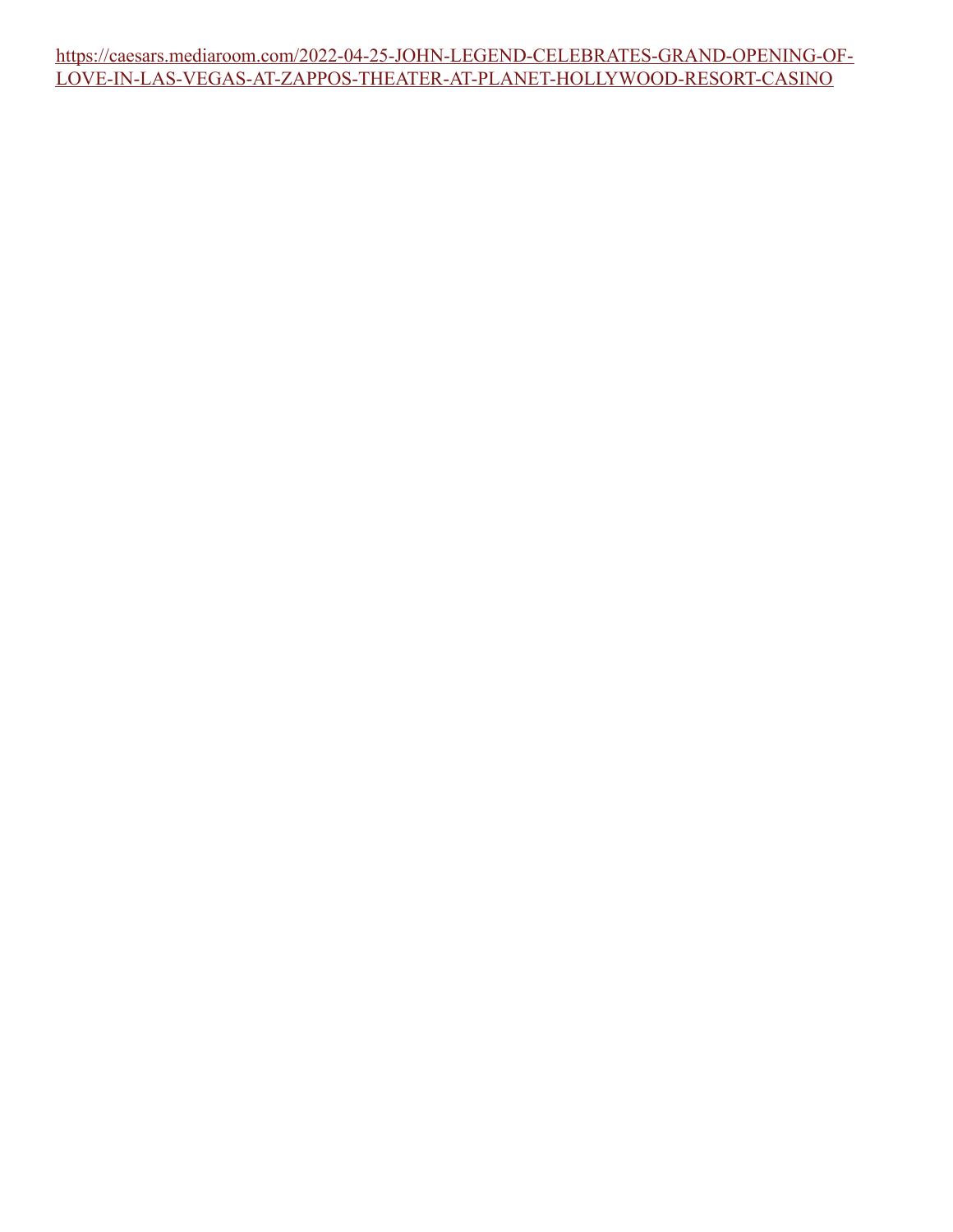https://caesars.mediaroom.com/2022-04-25-JOHN-LEGEND-CELEBRATES-GRAND-OPENING-OF-LOVE-IN-LAS-VEGAS-AT-ZAPPOS-THEATER-AT-PLANET-HOLLYWOOD-RESORT-CASINO